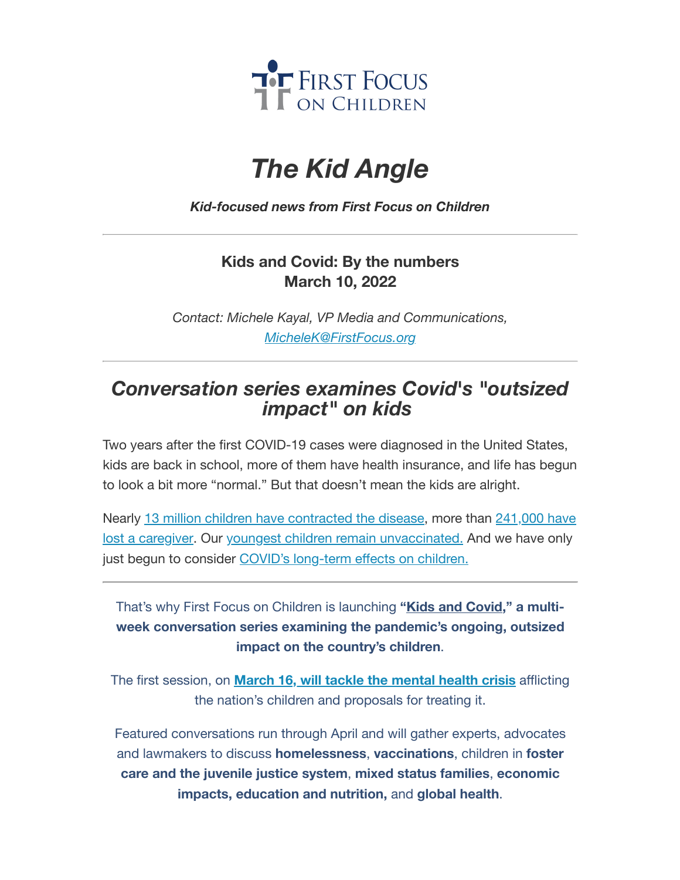FIRST FOCUS ON CHILDREN

# *The Kid Angle*

***Kid-focused news from First Focus on Children***

---

**Kids and Covid: By the numbers**
**March 10, 2022**

*Contact: Michele Kayal, VP Media and Communications, MicheleK@FirstFocus.org*

---

## *Conversation series examines Covid's "outsized impact" on kids*

Two years after the first COVID-19 cases were diagnosed in the United States, kids are back in school, more of them have health insurance, and life has begun to look a bit more "normal." But that doesn't mean the kids are alright.

Nearly 13 million children have contracted the disease, more than 241,000 have lost a caregiver. Our youngest children remain unvaccinated. And we have only just begun to consider COVID's long-term effects on children.

---

That's why First Focus on Children is launching **"Kids and Covid," a multi-week conversation series examining the pandemic's ongoing, outsized impact on the country's children**.

The first session, on **March 16, will tackle the mental health crisis** afflicting the nation's children and proposals for treating it.

Featured conversations run through April and will gather experts, advocates and lawmakers to discuss **homelessness**, **vaccinations**, children in **foster care and the juvenile justice system**, **mixed status families**, **economic impacts, education and nutrition,** and **global health**.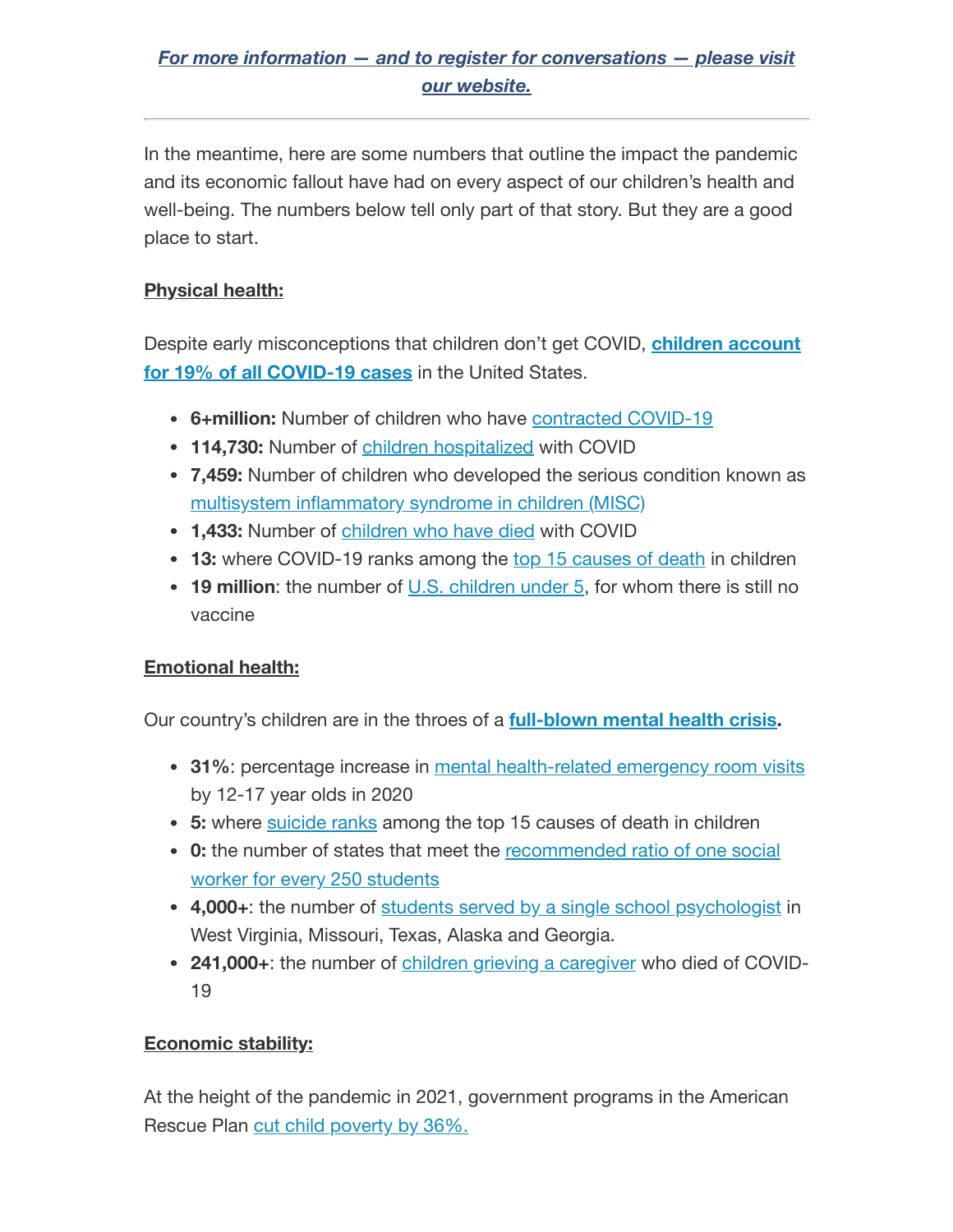*[For more information — and to register for conversations — please visit our website.](#)*

---

In the meantime, here are some numbers that outline the impact the pandemic and its economic fallout have had on every aspect of our children's health and well-being. The numbers below tell only part of that story. But they are a good place to start.

**Physical health:**

Despite early misconceptions that children don't get COVID, **children account for 19% of all COVID-19 cases** in the United States.

- **6+million:** Number of children who have contracted COVID-19
- **114,730:** Number of children hospitalized with COVID
- **7,459:** Number of children who developed the serious condition known as multisystem inflammatory syndrome in children (MISC)
- **1,433:** Number of children who have died with COVID
- **13:** where COVID-19 ranks among the top 15 causes of death in children
- **19 million**: the number of U.S. children under 5, for whom there is still no vaccine

**Emotional health:**

Our country's children are in the throes of a **full-blown mental health crisis**.

- **31%**: percentage increase in mental health-related emergency room visits by 12-17 year olds in 2020
- **5:** where suicide ranks among the top 15 causes of death in children
- **0:** the number of states that meet the recommended ratio of one social worker for every 250 students
- **4,000+**: the number of students served by a single school psychologist in West Virginia, Missouri, Texas, Alaska and Georgia.
- **241,000+**: the number of children grieving a caregiver who died of COVID-19

**Economic stability:**

At the height of the pandemic in 2021, government programs in the American Rescue Plan cut child poverty by 36%.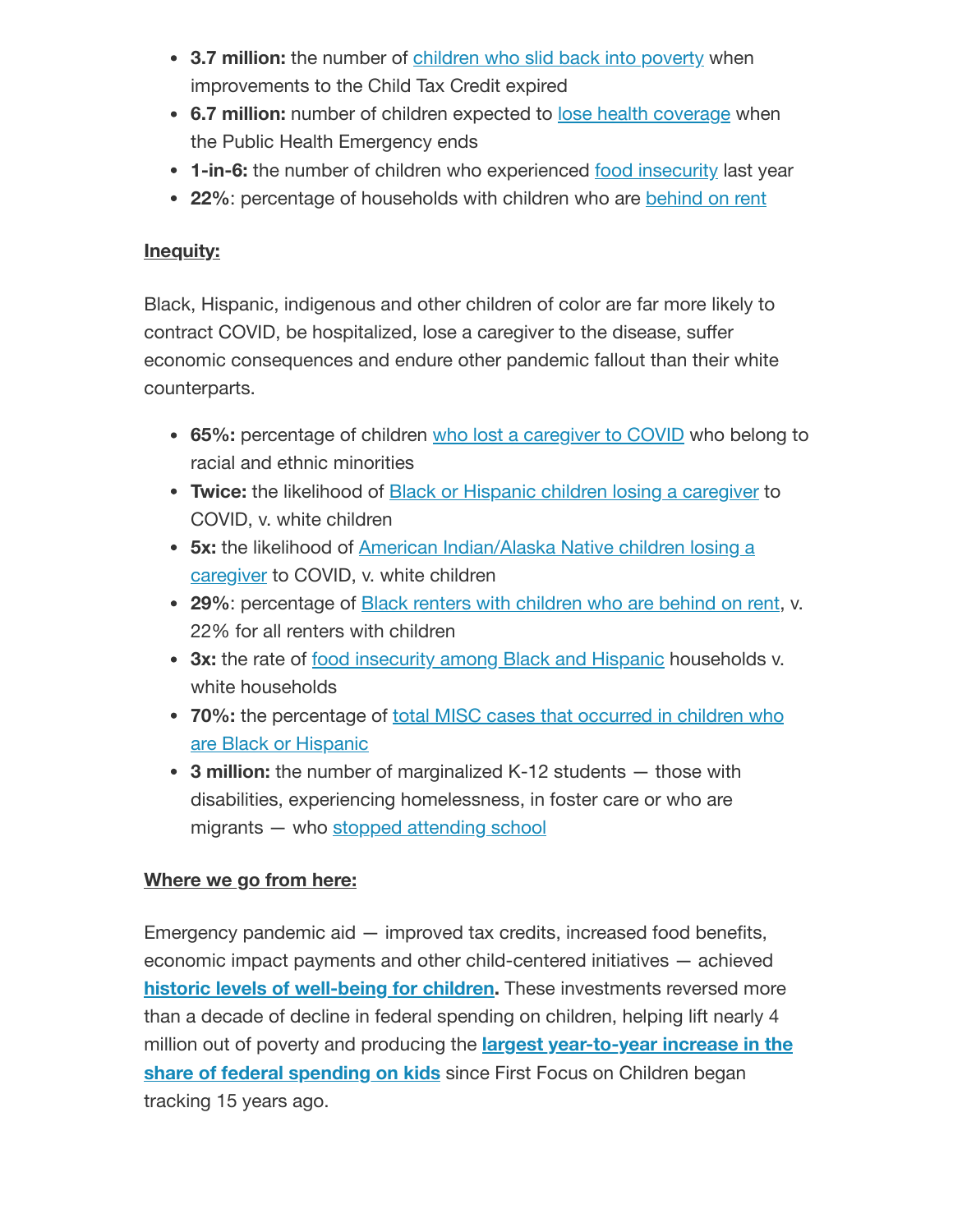- **3.7 million:** the number of children who slid back into poverty when improvements to the Child Tax Credit expired
- **6.7 million:** number of children expected to lose health coverage when the Public Health Emergency ends
- **1-in-6:** the number of children who experienced food insecurity last year
- **22%**: percentage of households with children who are behind on rent

**Inequity:**

Black, Hispanic, indigenous and other children of color are far more likely to contract COVID, be hospitalized, lose a caregiver to the disease, suffer economic consequences and endure other pandemic fallout than their white counterparts.

- **65%:** percentage of children who lost a caregiver to COVID who belong to racial and ethnic minorities
- **Twice:** the likelihood of Black or Hispanic children losing a caregiver to COVID, v. white children
- **5x:** the likelihood of American Indian/Alaska Native children losing a caregiver to COVID, v. white children
- **29%**: percentage of Black renters with children who are behind on rent, v. 22% for all renters with children
- **3x:** the rate of food insecurity among Black and Hispanic households v. white households
- **70%:** the percentage of total MISC cases that occurred in children who are Black or Hispanic
- **3 million:** the number of marginalized K-12 students — those with disabilities, experiencing homelessness, in foster care or who are migrants — who stopped attending school

**Where we go from here:**

Emergency pandemic aid — improved tax credits, increased food benefits, economic impact payments and other child-centered initiatives — achieved **historic levels of well-being for children.** These investments reversed more than a decade of decline in federal spending on children, helping lift nearly 4 million out of poverty and producing the **largest year-to-year increase in the share of federal spending on kids** since First Focus on Children began tracking 15 years ago.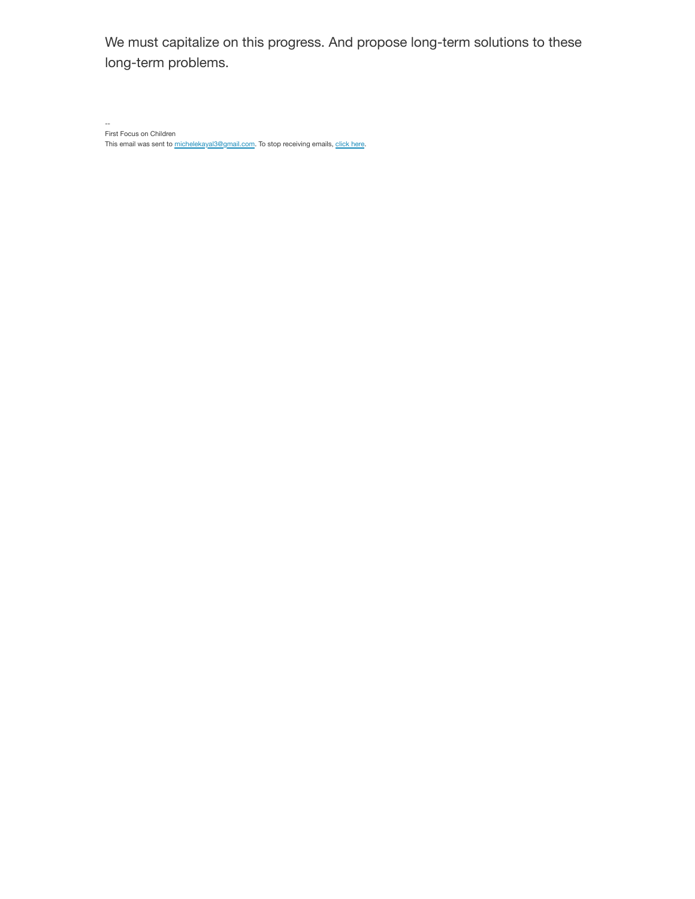We must capitalize on this progress. And propose long-term solutions to these long-term problems.

--
First Focus on Children
This email was sent to michelekayal3@gmail.com. To stop receiving emails, click here.